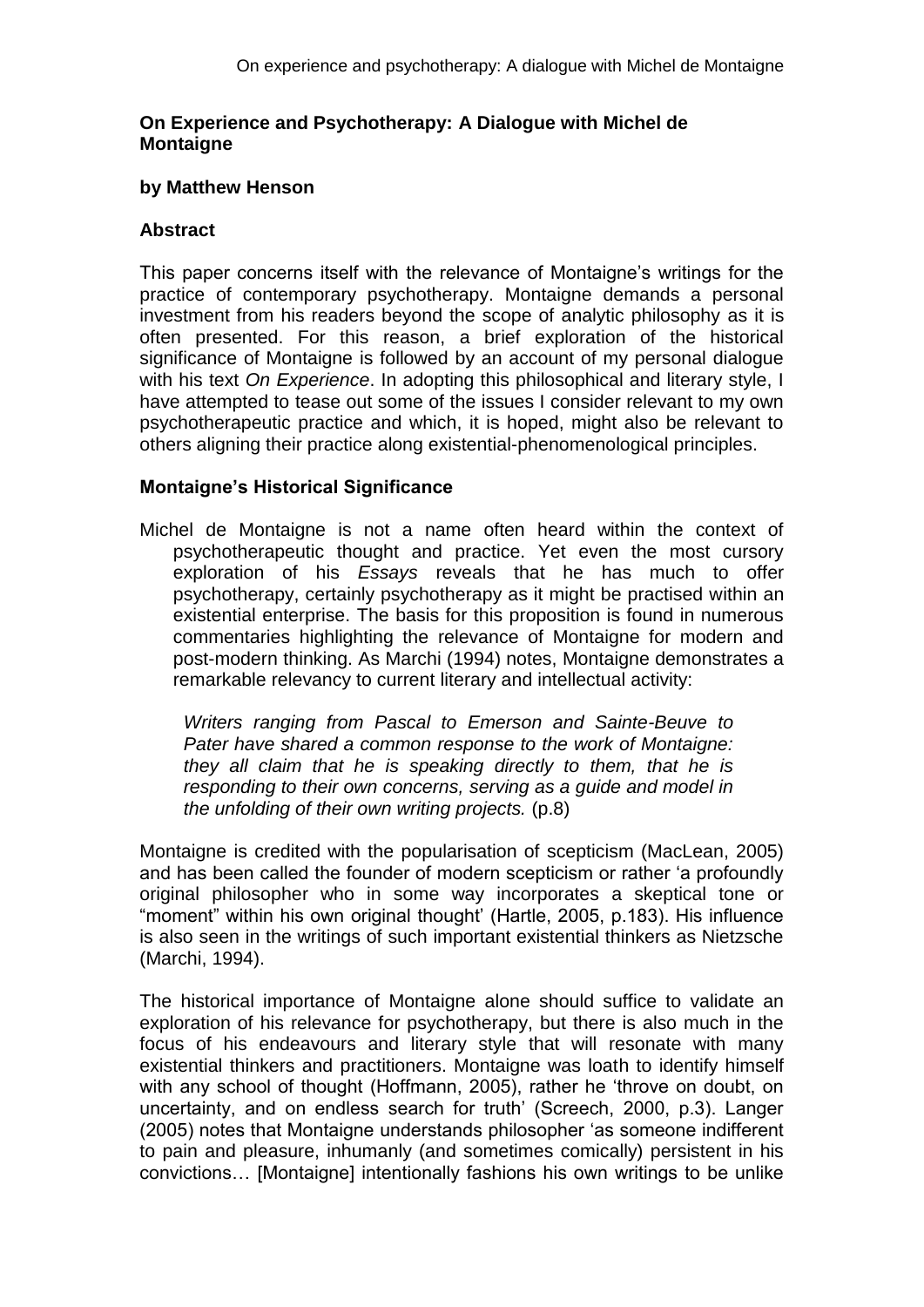# On Experience and Psychotherapy: A Dialogue with Michel de Montaigne

**by Matthew Henson**

## Abstract

This paper concerns itself with the relevance of Montaigne's writings for the practice of contemporary psychotherapy. Montaigne demands a personal investment from his readers beyond the scope of analytic philosophy as it is often presented. For this reason, a brief exploration of the historical significance of Montaigne is followed by an account of my personal dialogue with his text *On Experience*. In adopting this philosophical and literary style, I have attempted to tease out some of the issues I consider relevant to my own psychotherapeutic practice and which, it is hoped, might also be relevant to others aligning their practice along existential-phenomenological principles.

## Montaigne's Historical Significance

Michel de Montaigne is not a name often heard within the context of psychotherapeutic thought and practice. Yet even the most cursory exploration of his *Essays* reveals that he has much to offer psychotherapy, certainly psychotherapy as it might be practised within an existential enterprise. The basis for this proposition is found in numerous commentaries highlighting the relevance of Montaigne for modern and post-modern thinking. As Marchi (1994) notes, Montaigne demonstrates a remarkable relevancy to current literary and intellectual activity:

> *Writers ranging from Pascal to Emerson and Sainte-Beuve to Pater have shared a common response to the work of Montaigne: they all claim that he is speaking directly to them, that he is responding to their own concerns, serving as a guide and model in the unfolding of their own writing projects.* (p.8)

Montaigne is credited with the popularisation of scepticism (MacLean, 2005) and has been called the founder of modern scepticism or rather 'a profoundly original philosopher who in some way incorporates a skeptical tone or "moment" within his own original thought' (Hartle, 2005, p.183). His influence is also seen in the writings of such important existential thinkers as Nietzsche (Marchi, 1994).

The historical importance of Montaigne alone should suffice to validate an exploration of his relevance for psychotherapy, but there is also much in the focus of his endeavours and literary style that will resonate with many existential thinkers and practitioners. Montaigne was loath to identify himself with any school of thought (Hoffmann, 2005), rather he 'throve on doubt, on uncertainty, and on endless search for truth' (Screech, 2000, p.3). Langer (2005) notes that Montaigne understands philosopher 'as someone indifferent to pain and pleasure, inhumanly (and sometimes comically) persistent in his convictions… [Montaigne] intentionally fashions his own writings to be unlike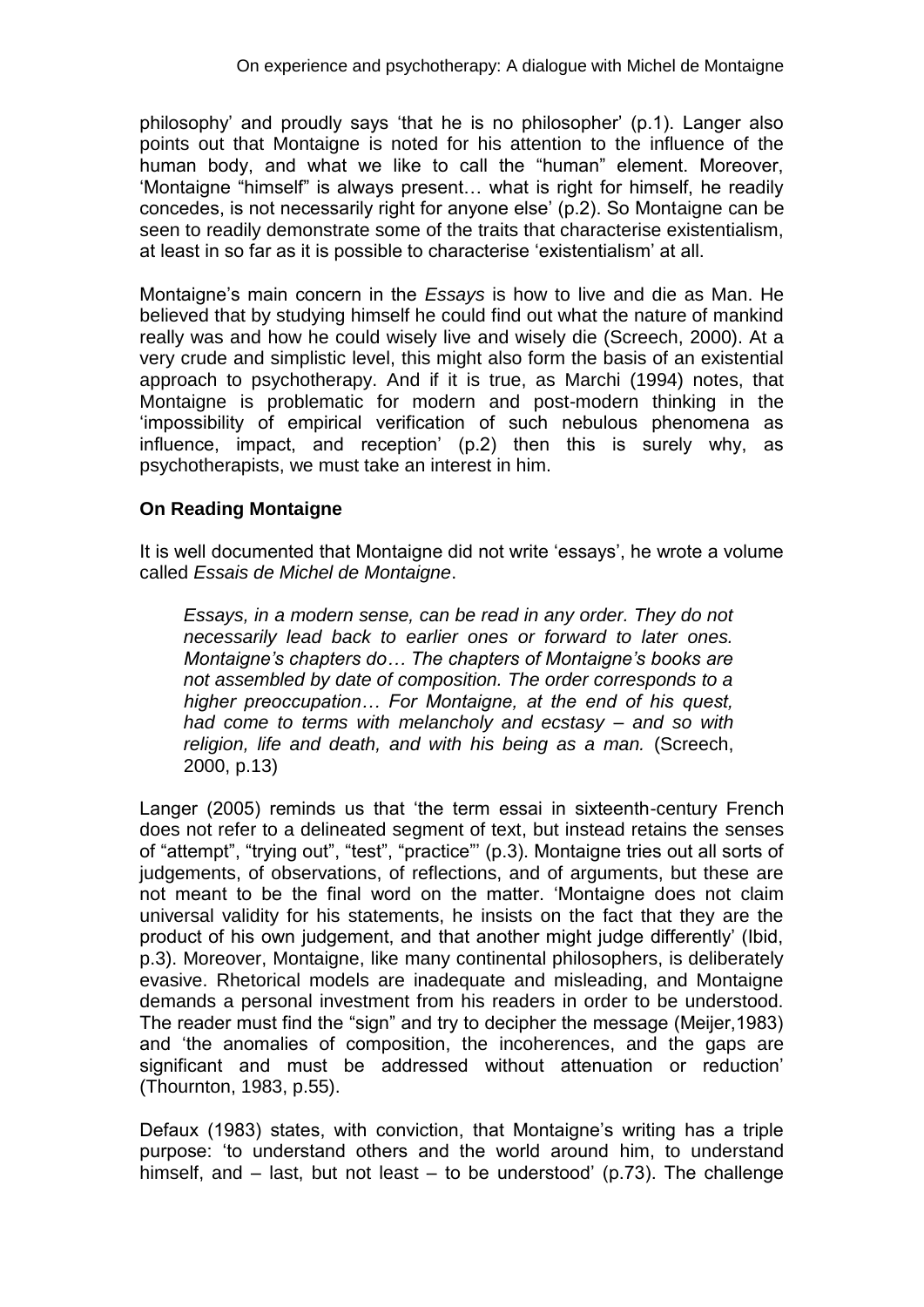philosophy' and proudly says 'that he is no philosopher' (p.1). Langer also points out that Montaigne is noted for his attention to the influence of the human body, and what we like to call the "human" element. Moreover, 'Montaigne "himself" is always present… what is right for himself, he readily concedes, is not necessarily right for anyone else' (p.2). So Montaigne can be seen to readily demonstrate some of the traits that characterise existentialism, at least in so far as it is possible to characterise 'existentialism' at all.

Montaigne's main concern in the *Essays* is how to live and die as Man. He believed that by studying himself he could find out what the nature of mankind really was and how he could wisely live and wisely die (Screech, 2000). At a very crude and simplistic level, this might also form the basis of an existential approach to psychotherapy. And if it is true, as Marchi (1994) notes, that Montaigne is problematic for modern and post-modern thinking in the 'impossibility of empirical verification of such nebulous phenomena as influence, impact, and reception' (p.2) then this is surely why, as psychotherapists, we must take an interest in him.

**On Reading Montaigne**

It is well documented that Montaigne did not write 'essays', he wrote a volume called *Essais de Michel de Montaigne*.

> *Essays, in a modern sense, can be read in any order. They do not necessarily lead back to earlier ones or forward to later ones. Montaigne's chapters do… The chapters of Montaigne's books are not assembled by date of composition. The order corresponds to a higher preoccupation… For Montaigne, at the end of his quest, had come to terms with melancholy and ecstasy – and so with religion, life and death, and with his being as a man.* (Screech, 2000, p.13)

Langer (2005) reminds us that 'the term essai in sixteenth-century French does not refer to a delineated segment of text, but instead retains the senses of "attempt", "trying out", "test", "practice"' (p.3). Montaigne tries out all sorts of judgements, of observations, of reflections, and of arguments, but these are not meant to be the final word on the matter. 'Montaigne does not claim universal validity for his statements, he insists on the fact that they are the product of his own judgement, and that another might judge differently' (Ibid, p.3). Moreover, Montaigne, like many continental philosophers, is deliberately evasive. Rhetorical models are inadequate and misleading, and Montaigne demands a personal investment from his readers in order to be understood. The reader must find the "sign" and try to decipher the message (Meijer,1983) and 'the anomalies of composition, the incoherences, and the gaps are significant and must be addressed without attenuation or reduction' (Thournton, 1983, p.55).

Defaux (1983) states, with conviction, that Montaigne's writing has a triple purpose: 'to understand others and the world around him, to understand himself, and – last, but not least – to be understood' (p.73). The challenge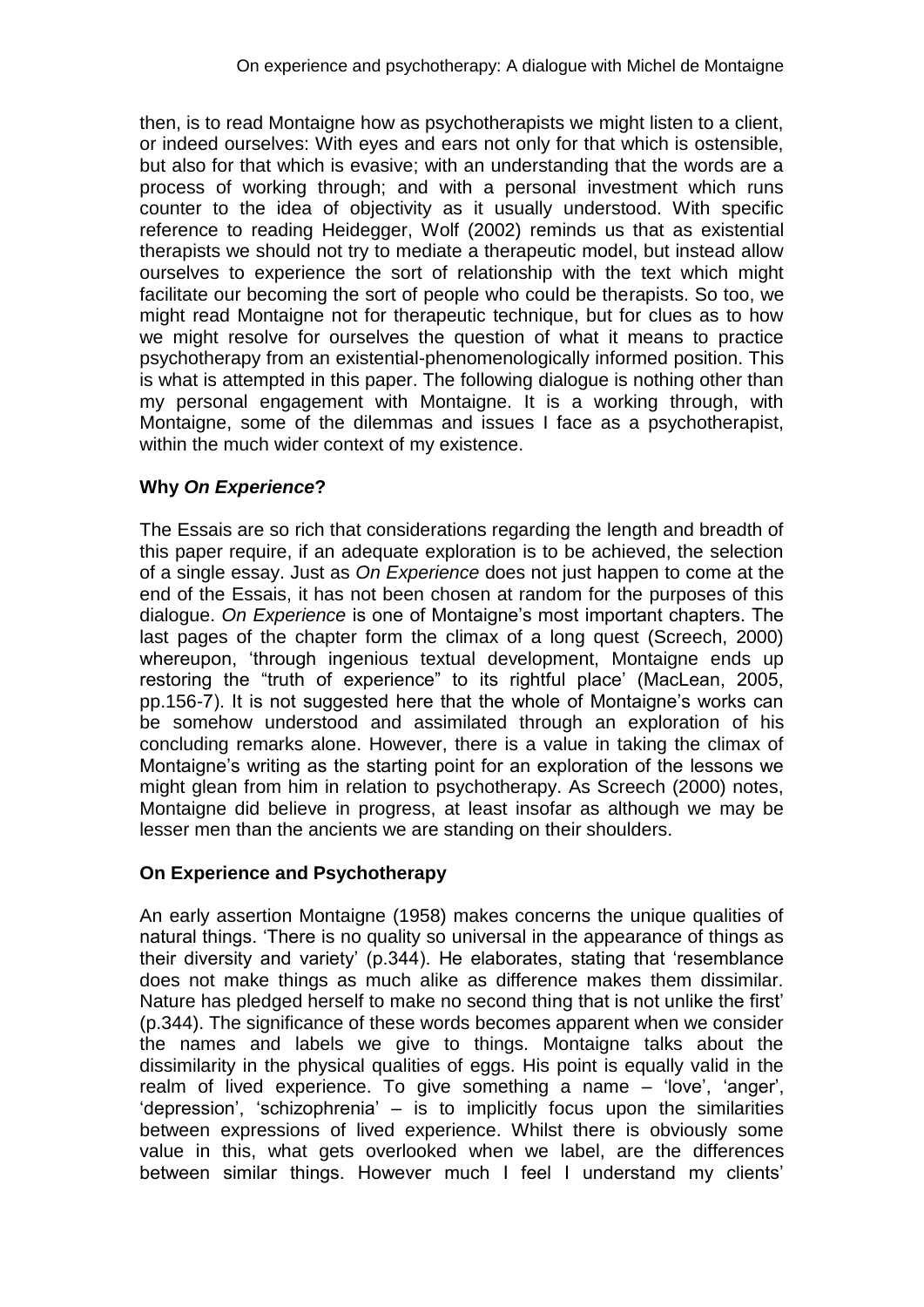then, is to read Montaigne how as psychotherapists we might listen to a client, or indeed ourselves: With eyes and ears not only for that which is ostensible, but also for that which is evasive; with an understanding that the words are a process of working through; and with a personal investment which runs counter to the idea of objectivity as it usually understood. With specific reference to reading Heidegger, Wolf (2002) reminds us that as existential therapists we should not try to mediate a therapeutic model, but instead allow ourselves to experience the sort of relationship with the text which might facilitate our becoming the sort of people who could be therapists. So too, we might read Montaigne not for therapeutic technique, but for clues as to how we might resolve for ourselves the question of what it means to practice psychotherapy from an existential-phenomenologically informed position. This is what is attempted in this paper. The following dialogue is nothing other than my personal engagement with Montaigne. It is a working through, with Montaigne, some of the dilemmas and issues I face as a psychotherapist, within the much wider context of my existence.

## Why *On Experience*?

The Essais are so rich that considerations regarding the length and breadth of this paper require, if an adequate exploration is to be achieved, the selection of a single essay. Just as *On Experience* does not just happen to come at the end of the Essais, it has not been chosen at random for the purposes of this dialogue. *On Experience* is one of Montaigne's most important chapters. The last pages of the chapter form the climax of a long quest (Screech, 2000) whereupon, 'through ingenious textual development, Montaigne ends up restoring the "truth of experience" to its rightful place' (MacLean, 2005, pp.156-7). It is not suggested here that the whole of Montaigne's works can be somehow understood and assimilated through an exploration of his concluding remarks alone. However, there is a value in taking the climax of Montaigne's writing as the starting point for an exploration of the lessons we might glean from him in relation to psychotherapy. As Screech (2000) notes, Montaigne did believe in progress, at least insofar as although we may be lesser men than the ancients we are standing on their shoulders.

## On Experience and Psychotherapy

An early assertion Montaigne (1958) makes concerns the unique qualities of natural things. 'There is no quality so universal in the appearance of things as their diversity and variety' (p.344). He elaborates, stating that 'resemblance does not make things as much alike as difference makes them dissimilar. Nature has pledged herself to make no second thing that is not unlike the first' (p.344). The significance of these words becomes apparent when we consider the names and labels we give to things. Montaigne talks about the dissimilarity in the physical qualities of eggs. His point is equally valid in the realm of lived experience. To give something a name – 'love', 'anger', 'depression', 'schizophrenia' – is to implicitly focus upon the similarities between expressions of lived experience. Whilst there is obviously some value in this, what gets overlooked when we label, are the differences between similar things. However much I feel I understand my clients'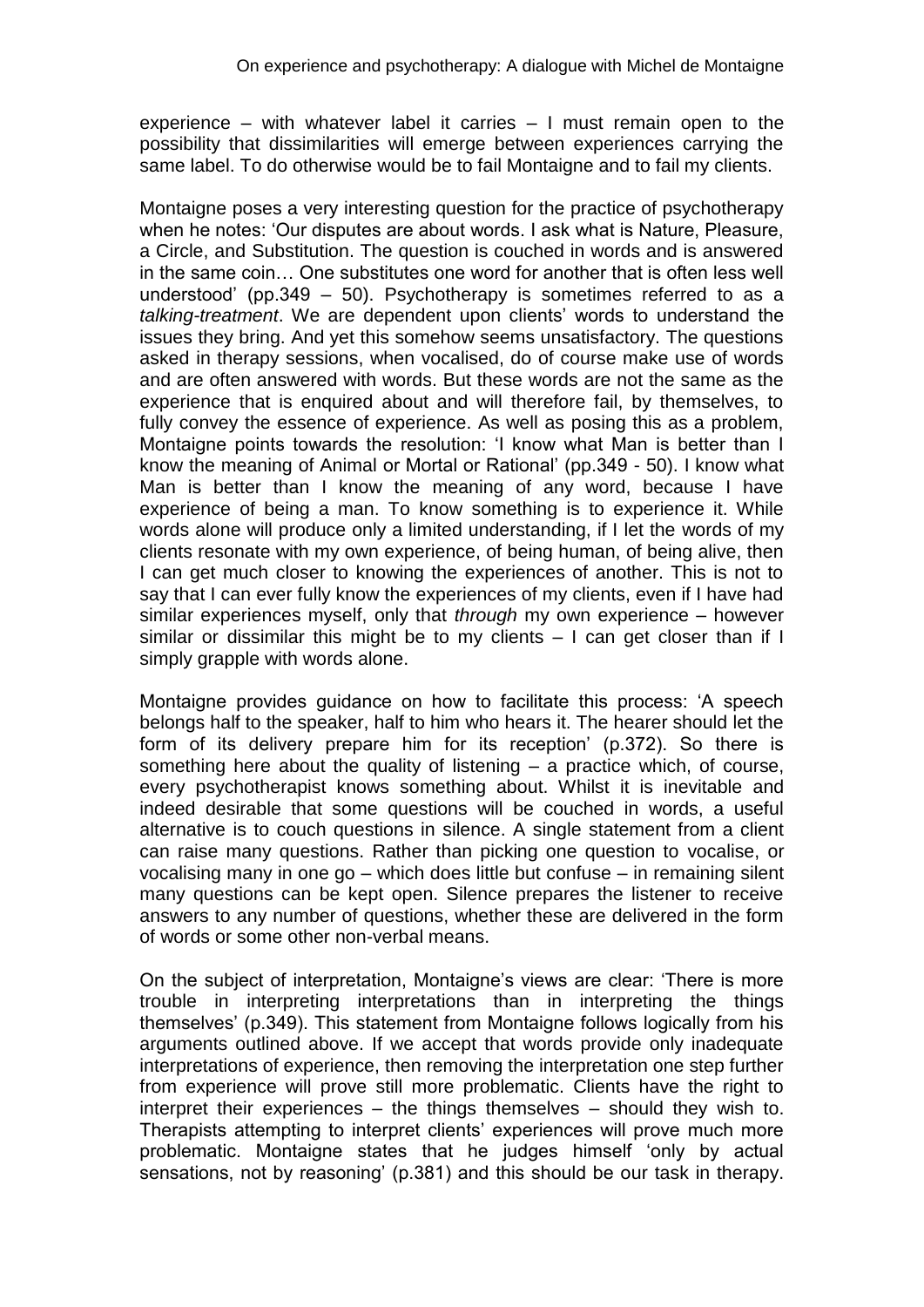experience – with whatever label it carries – I must remain open to the possibility that dissimilarities will emerge between experiences carrying the same label. To do otherwise would be to fail Montaigne and to fail my clients.

Montaigne poses a very interesting question for the practice of psychotherapy when he notes: 'Our disputes are about words. I ask what is Nature, Pleasure, a Circle, and Substitution. The question is couched in words and is answered in the same coin… One substitutes one word for another that is often less well understood' (pp.349 – 50). Psychotherapy is sometimes referred to as a *talking-treatment*. We are dependent upon clients' words to understand the issues they bring. And yet this somehow seems unsatisfactory. The questions asked in therapy sessions, when vocalised, do of course make use of words and are often answered with words. But these words are not the same as the experience that is enquired about and will therefore fail, by themselves, to fully convey the essence of experience. As well as posing this as a problem, Montaigne points towards the resolution: 'I know what Man is better than I know the meaning of Animal or Mortal or Rational' (pp.349 - 50). I know what Man is better than I know the meaning of any word, because I have experience of being a man. To know something is to experience it. While words alone will produce only a limited understanding, if I let the words of my clients resonate with my own experience, of being human, of being alive, then I can get much closer to knowing the experiences of another. This is not to say that I can ever fully know the experiences of my clients, even if I have had similar experiences myself, only that *through* my own experience – however similar or dissimilar this might be to my clients – I can get closer than if I simply grapple with words alone.

Montaigne provides guidance on how to facilitate this process: 'A speech belongs half to the speaker, half to him who hears it. The hearer should let the form of its delivery prepare him for its reception' (p.372). So there is something here about the quality of listening – a practice which, of course, every psychotherapist knows something about. Whilst it is inevitable and indeed desirable that some questions will be couched in words, a useful alternative is to couch questions in silence. A single statement from a client can raise many questions. Rather than picking one question to vocalise, or vocalising many in one go – which does little but confuse – in remaining silent many questions can be kept open. Silence prepares the listener to receive answers to any number of questions, whether these are delivered in the form of words or some other non-verbal means.

On the subject of interpretation, Montaigne's views are clear: 'There is more trouble in interpreting interpretations than in interpreting the things themselves' (p.349). This statement from Montaigne follows logically from his arguments outlined above. If we accept that words provide only inadequate interpretations of experience, then removing the interpretation one step further from experience will prove still more problematic. Clients have the right to interpret their experiences – the things themselves – should they wish to. Therapists attempting to interpret clients' experiences will prove much more problematic. Montaigne states that he judges himself 'only by actual sensations, not by reasoning' (p.381) and this should be our task in therapy.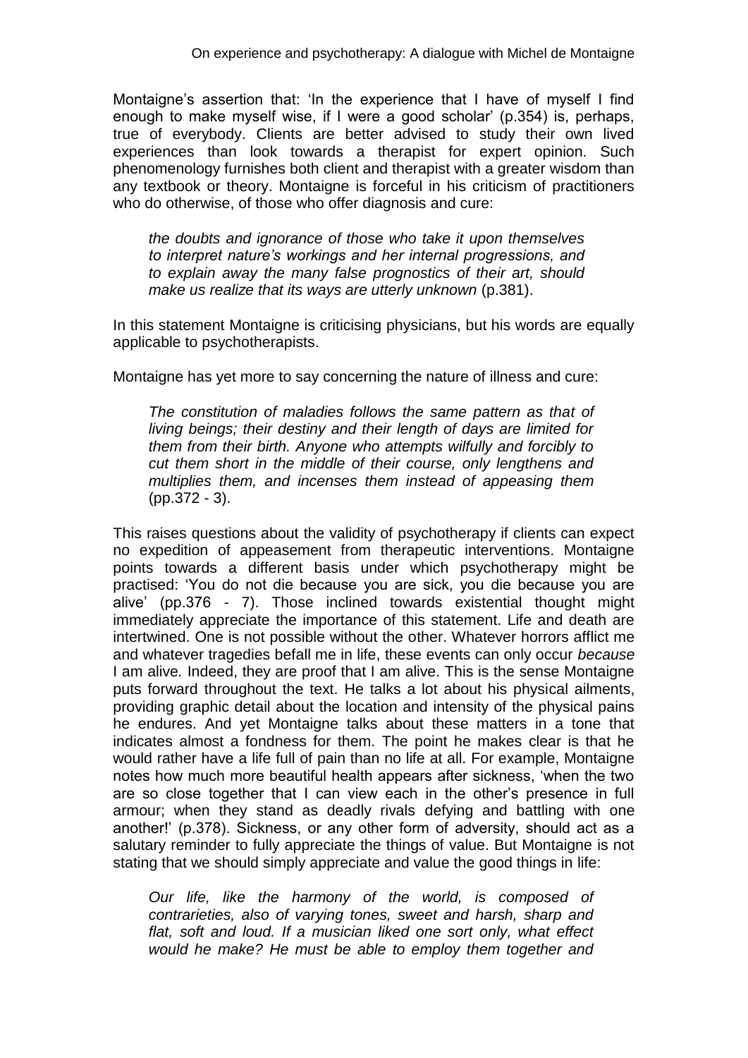Montaigne's assertion that: 'In the experience that I have of myself I find enough to make myself wise, if I were a good scholar' (p.354) is, perhaps, true of everybody. Clients are better advised to study their own lived experiences than look towards a therapist for expert opinion. Such phenomenology furnishes both client and therapist with a greater wisdom than any textbook or theory. Montaigne is forceful in his criticism of practitioners who do otherwise, of those who offer diagnosis and cure:

> *the doubts and ignorance of those who take it upon themselves to interpret nature's workings and her internal progressions, and to explain away the many false prognostics of their art, should make us realize that its ways are utterly unknown* (p.381).

In this statement Montaigne is criticising physicians, but his words are equally applicable to psychotherapists.

Montaigne has yet more to say concerning the nature of illness and cure:

> *The constitution of maladies follows the same pattern as that of living beings; their destiny and their length of days are limited for them from their birth. Anyone who attempts wilfully and forcibly to cut them short in the middle of their course, only lengthens and multiplies them, and incenses them instead of appeasing them* (pp.372 - 3).

This raises questions about the validity of psychotherapy if clients can expect no expedition of appeasement from therapeutic interventions. Montaigne points towards a different basis under which psychotherapy might be practised: 'You do not die because you are sick, you die because you are alive' (pp.376 - 7). Those inclined towards existential thought might immediately appreciate the importance of this statement. Life and death are intertwined. One is not possible without the other. Whatever horrors afflict me and whatever tragedies befall me in life, these events can only occur *because* I am alive. Indeed, they are proof that I am alive. This is the sense Montaigne puts forward throughout the text. He talks a lot about his physical ailments, providing graphic detail about the location and intensity of the physical pains he endures. And yet Montaigne talks about these matters in a tone that indicates almost a fondness for them. The point he makes clear is that he would rather have a life full of pain than no life at all. For example, Montaigne notes how much more beautiful health appears after sickness, 'when the two are so close together that I can view each in the other's presence in full armour; when they stand as deadly rivals defying and battling with one another!' (p.378). Sickness, or any other form of adversity, should act as a salutary reminder to fully appreciate the things of value. But Montaigne is not stating that we should simply appreciate and value the good things in life:

> *Our life, like the harmony of the world, is composed of contrarieties, also of varying tones, sweet and harsh, sharp and flat, soft and loud. If a musician liked one sort only, what effect would he make? He must be able to employ them together and*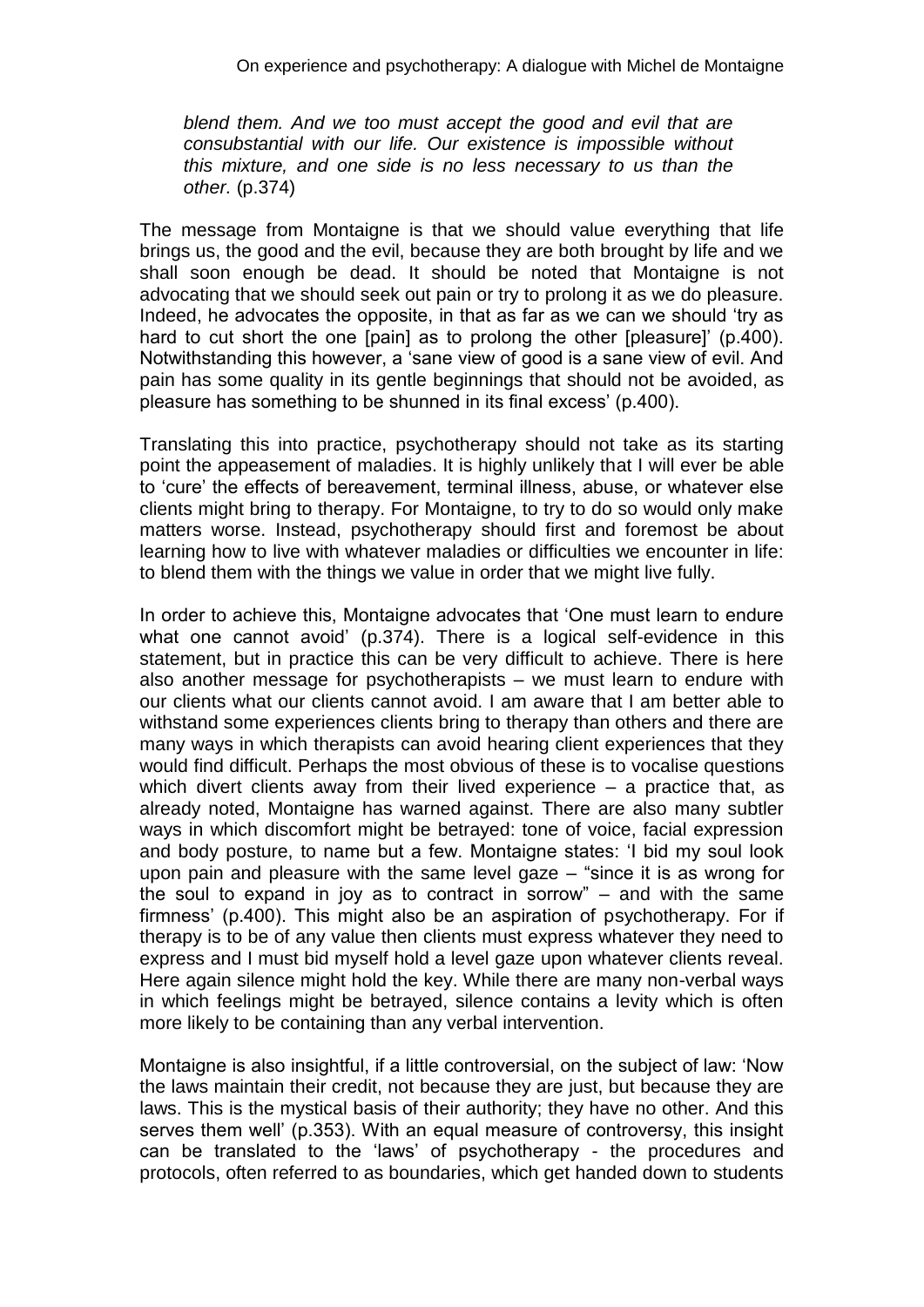*blend them. And we too must accept the good and evil that are consubstantial with our life. Our existence is impossible without this mixture, and one side is no less necessary to us than the other.* (p.374)

The message from Montaigne is that we should value everything that life brings us, the good and the evil, because they are both brought by life and we shall soon enough be dead. It should be noted that Montaigne is not advocating that we should seek out pain or try to prolong it as we do pleasure. Indeed, he advocates the opposite, in that as far as we can we should 'try as hard to cut short the one [pain] as to prolong the other [pleasure]' (p.400). Notwithstanding this however, a 'sane view of good is a sane view of evil. And pain has some quality in its gentle beginnings that should not be avoided, as pleasure has something to be shunned in its final excess' (p.400).

Translating this into practice, psychotherapy should not take as its starting point the appeasement of maladies. It is highly unlikely that I will ever be able to 'cure' the effects of bereavement, terminal illness, abuse, or whatever else clients might bring to therapy. For Montaigne, to try to do so would only make matters worse. Instead, psychotherapy should first and foremost be about learning how to live with whatever maladies or difficulties we encounter in life: to blend them with the things we value in order that we might live fully.

In order to achieve this, Montaigne advocates that 'One must learn to endure what one cannot avoid' (p.374). There is a logical self-evidence in this statement, but in practice this can be very difficult to achieve. There is here also another message for psychotherapists – we must learn to endure with our clients what our clients cannot avoid. I am aware that I am better able to withstand some experiences clients bring to therapy than others and there are many ways in which therapists can avoid hearing client experiences that they would find difficult. Perhaps the most obvious of these is to vocalise questions which divert clients away from their lived experience – a practice that, as already noted, Montaigne has warned against. There are also many subtler ways in which discomfort might be betrayed: tone of voice, facial expression and body posture, to name but a few. Montaigne states: 'I bid my soul look upon pain and pleasure with the same level gaze – "since it is as wrong for the soul to expand in joy as to contract in sorrow" – and with the same firmness' (p.400). This might also be an aspiration of psychotherapy. For if therapy is to be of any value then clients must express whatever they need to express and I must bid myself hold a level gaze upon whatever clients reveal. Here again silence might hold the key. While there are many non-verbal ways in which feelings might be betrayed, silence contains a levity which is often more likely to be containing than any verbal intervention.

Montaigne is also insightful, if a little controversial, on the subject of law: 'Now the laws maintain their credit, not because they are just, but because they are laws. This is the mystical basis of their authority; they have no other. And this serves them well' (p.353). With an equal measure of controversy, this insight can be translated to the 'laws' of psychotherapy - the procedures and protocols, often referred to as boundaries, which get handed down to students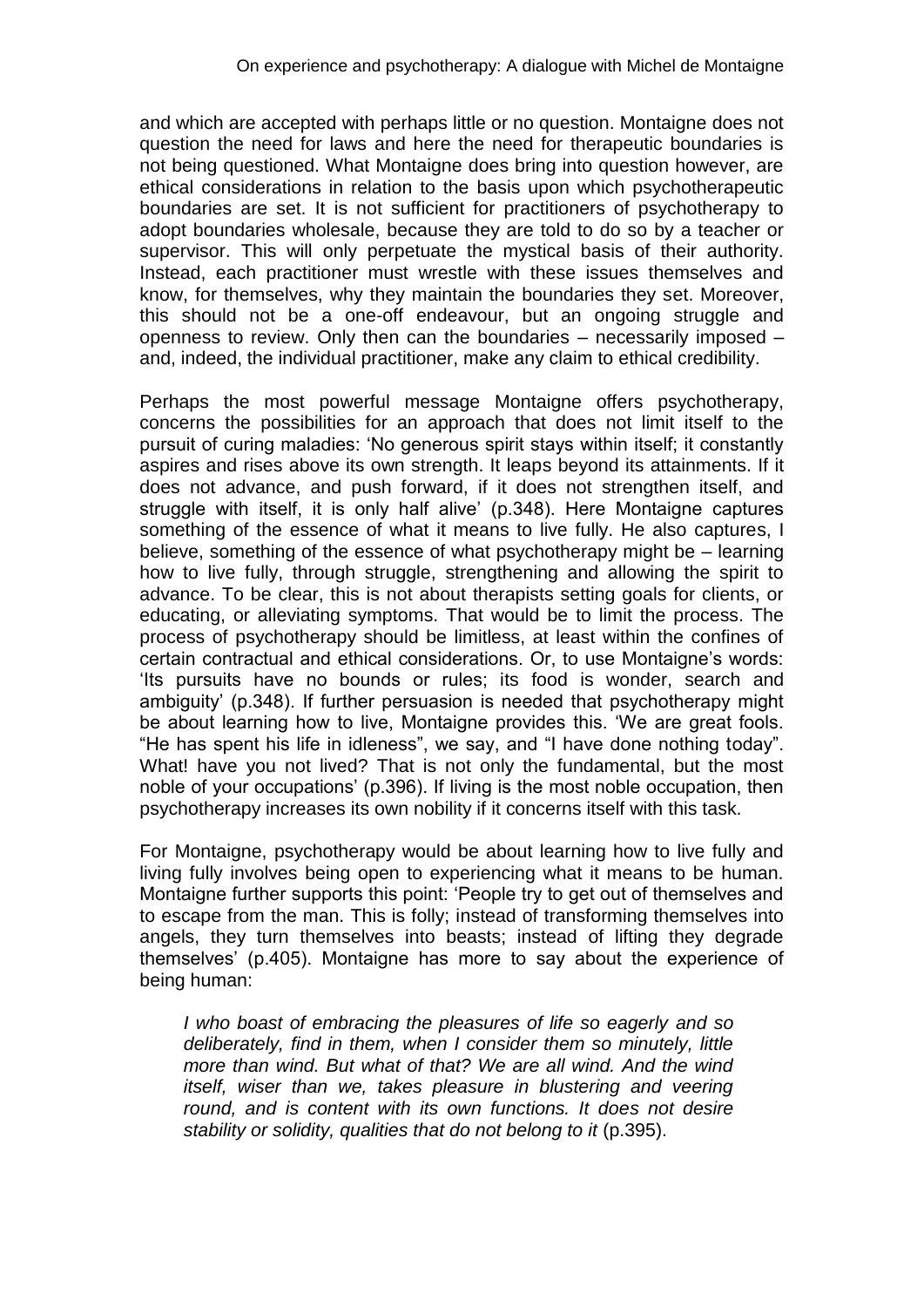and which are accepted with perhaps little or no question. Montaigne does not question the need for laws and here the need for therapeutic boundaries is not being questioned. What Montaigne does bring into question however, are ethical considerations in relation to the basis upon which psychotherapeutic boundaries are set. It is not sufficient for practitioners of psychotherapy to adopt boundaries wholesale, because they are told to do so by a teacher or supervisor. This will only perpetuate the mystical basis of their authority. Instead, each practitioner must wrestle with these issues themselves and know, for themselves, why they maintain the boundaries they set. Moreover, this should not be a one-off endeavour, but an ongoing struggle and openness to review. Only then can the boundaries – necessarily imposed – and, indeed, the individual practitioner, make any claim to ethical credibility.

Perhaps the most powerful message Montaigne offers psychotherapy, concerns the possibilities for an approach that does not limit itself to the pursuit of curing maladies: 'No generous spirit stays within itself; it constantly aspires and rises above its own strength. It leaps beyond its attainments. If it does not advance, and push forward, if it does not strengthen itself, and struggle with itself, it is only half alive' (p.348). Here Montaigne captures something of the essence of what it means to live fully. He also captures, I believe, something of the essence of what psychotherapy might be – learning how to live fully, through struggle, strengthening and allowing the spirit to advance. To be clear, this is not about therapists setting goals for clients, or educating, or alleviating symptoms. That would be to limit the process. The process of psychotherapy should be limitless, at least within the confines of certain contractual and ethical considerations. Or, to use Montaigne's words: 'Its pursuits have no bounds or rules; its food is wonder, search and ambiguity' (p.348). If further persuasion is needed that psychotherapy might be about learning how to live, Montaigne provides this. 'We are great fools. "He has spent his life in idleness", we say, and "I have done nothing today". What! have you not lived? That is not only the fundamental, but the most noble of your occupations' (p.396). If living is the most noble occupation, then psychotherapy increases its own nobility if it concerns itself with this task.

For Montaigne, psychotherapy would be about learning how to live fully and living fully involves being open to experiencing what it means to be human. Montaigne further supports this point: 'People try to get out of themselves and to escape from the man. This is folly; instead of transforming themselves into angels, they turn themselves into beasts; instead of lifting they degrade themselves' (p.405). Montaigne has more to say about the experience of being human:

> *I who boast of embracing the pleasures of life so eagerly and so deliberately, find in them, when I consider them so minutely, little more than wind. But what of that? We are all wind. And the wind itself, wiser than we, takes pleasure in blustering and veering round, and is content with its own functions. It does not desire stability or solidity, qualities that do not belong to it* (p.395).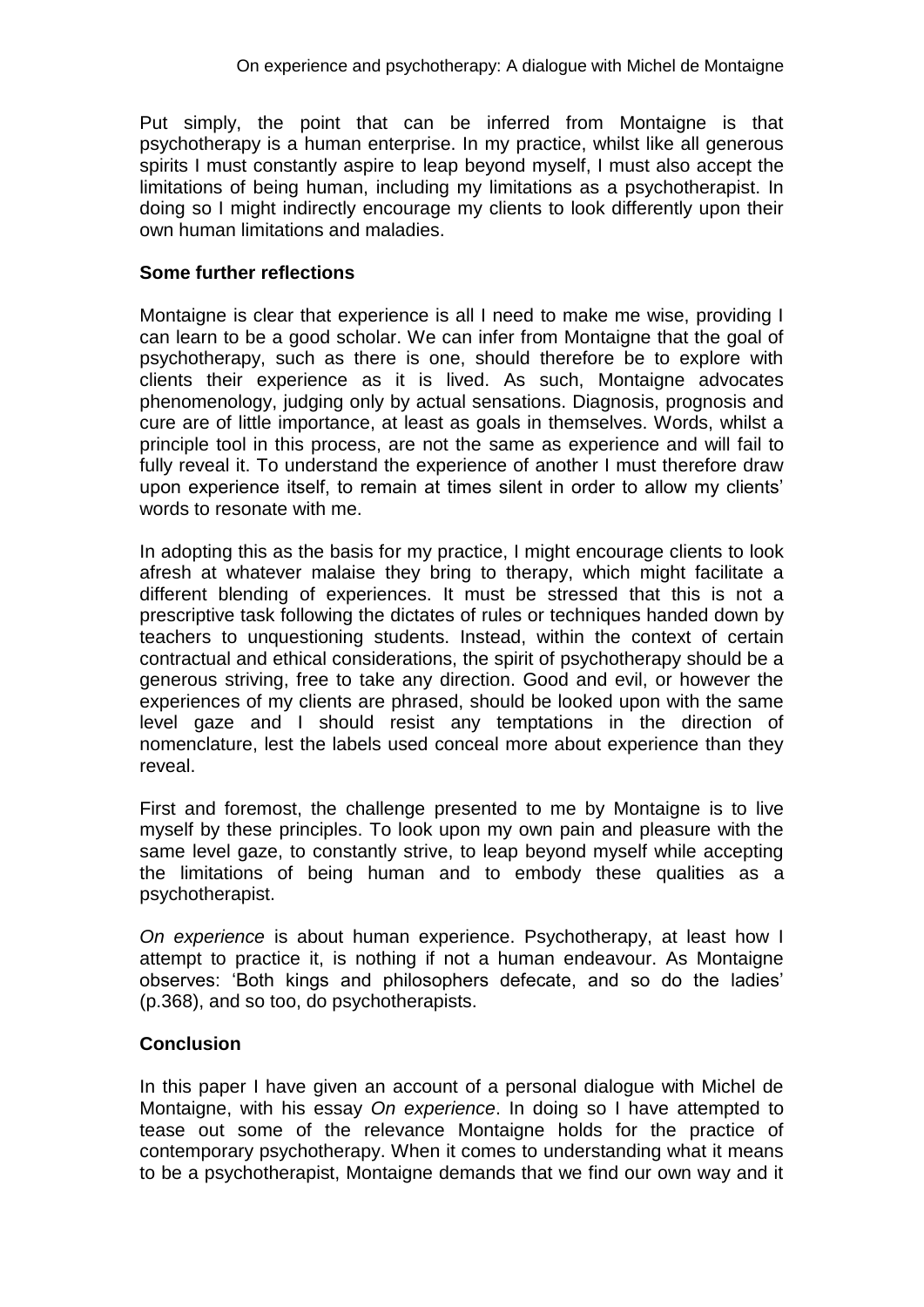Put simply, the point that can be inferred from Montaigne is that psychotherapy is a human enterprise. In my practice, whilst like all generous spirits I must constantly aspire to leap beyond myself, I must also accept the limitations of being human, including my limitations as a psychotherapist. In doing so I might indirectly encourage my clients to look differently upon their own human limitations and maladies.

## Some further reflections

Montaigne is clear that experience is all I need to make me wise, providing I can learn to be a good scholar. We can infer from Montaigne that the goal of psychotherapy, such as there is one, should therefore be to explore with clients their experience as it is lived. As such, Montaigne advocates phenomenology, judging only by actual sensations. Diagnosis, prognosis and cure are of little importance, at least as goals in themselves. Words, whilst a principle tool in this process, are not the same as experience and will fail to fully reveal it. To understand the experience of another I must therefore draw upon experience itself, to remain at times silent in order to allow my clients' words to resonate with me.

In adopting this as the basis for my practice, I might encourage clients to look afresh at whatever malaise they bring to therapy, which might facilitate a different blending of experiences. It must be stressed that this is not a prescriptive task following the dictates of rules or techniques handed down by teachers to unquestioning students. Instead, within the context of certain contractual and ethical considerations, the spirit of psychotherapy should be a generous striving, free to take any direction. Good and evil, or however the experiences of my clients are phrased, should be looked upon with the same level gaze and I should resist any temptations in the direction of nomenclature, lest the labels used conceal more about experience than they reveal.

First and foremost, the challenge presented to me by Montaigne is to live myself by these principles. To look upon my own pain and pleasure with the same level gaze, to constantly strive, to leap beyond myself while accepting the limitations of being human and to embody these qualities as a psychotherapist.

*On experience* is about human experience. Psychotherapy, at least how I attempt to practice it, is nothing if not a human endeavour. As Montaigne observes: 'Both kings and philosophers defecate, and so do the ladies' (p.368), and so too, do psychotherapists.

## Conclusion

In this paper I have given an account of a personal dialogue with Michel de Montaigne, with his essay *On experience*. In doing so I have attempted to tease out some of the relevance Montaigne holds for the practice of contemporary psychotherapy. When it comes to understanding what it means to be a psychotherapist, Montaigne demands that we find our own way and it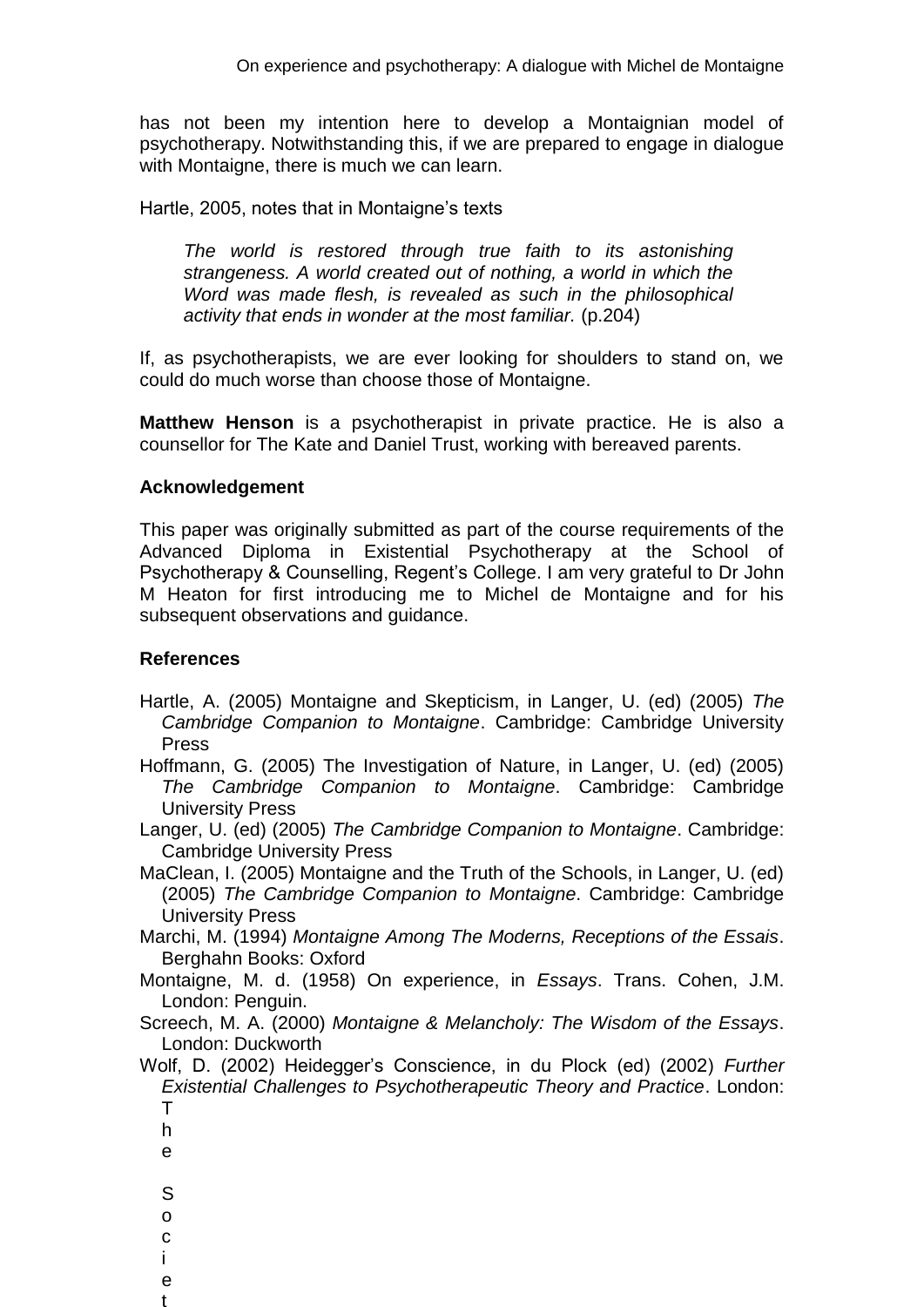has not been my intention here to develop a Montaignian model of psychotherapy. Notwithstanding this, if we are prepared to engage in dialogue with Montaigne, there is much we can learn.

Hartle, 2005, notes that in Montaigne's texts

> *The world is restored through true faith to its astonishing strangeness. A world created out of nothing, a world in which the Word was made flesh, is revealed as such in the philosophical activity that ends in wonder at the most familiar.* (p.204)

If, as psychotherapists, we are ever looking for shoulders to stand on, we could do much worse than choose those of Montaigne.

**Matthew Henson** is a psychotherapist in private practice. He is also a counsellor for The Kate and Daniel Trust, working with bereaved parents.

### Acknowledgement

This paper was originally submitted as part of the course requirements of the Advanced Diploma in Existential Psychotherapy at the School of Psychotherapy & Counselling, Regent's College. I am very grateful to Dr John M Heaton for first introducing me to Michel de Montaigne and for his subsequent observations and guidance.

### References

Hartle, A. (2005) Montaigne and Skepticism, in Langer, U. (ed) (2005) *The Cambridge Companion to Montaigne*. Cambridge: Cambridge University Press

Hoffmann, G. (2005) The Investigation of Nature, in Langer, U. (ed) (2005) *The Cambridge Companion to Montaigne*. Cambridge: Cambridge University Press

Langer, U. (ed) (2005) *The Cambridge Companion to Montaigne*. Cambridge: Cambridge University Press

MaClean, I. (2005) Montaigne and the Truth of the Schools, in Langer, U. (ed) (2005) *The Cambridge Companion to Montaigne*. Cambridge: Cambridge University Press

Marchi, M. (1994) *Montaigne Among The Moderns, Receptions of the Essais*. Berghahn Books: Oxford

Montaigne, M. d. (1958) On experience, in *Essays*. Trans. Cohen, J.M. London: Penguin.

Screech, M. A. (2000) *Montaigne & Melancholy: The Wisdom of the Essays*. London: Duckworth

Wolf, D. (2002) Heidegger's Conscience, in du Plock (ed) (2002) *Further Existential Challenges to Psychotherapeutic Theory and Practice*. London: The Societ